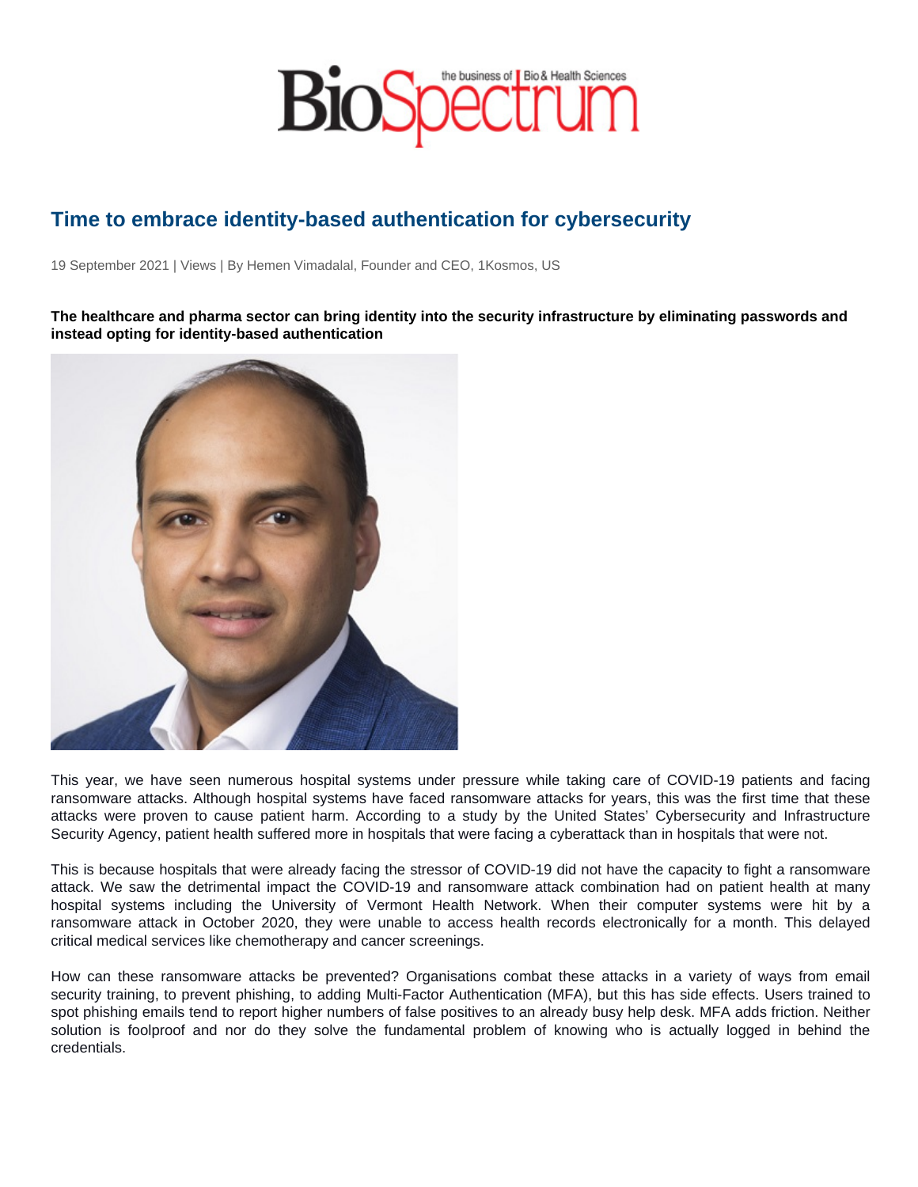# Time to embrace identity-based authentication for cybersecurity

19 September 2021 | Views | By Hemen Vimadalal, Founder and CEO, 1Kosmos, US

**The healthcare and pharma sector can bring identity into the security infrastructure by eliminating passwords and instead opting for identity-based authentication**

This year, we have seen numerous hospital systems under pressure while taking care of COVID-19 patients and facing ransomware attacks. Although hospital systems have faced ransomware attacks for years, this was the first time that these attacks were proven to cause patient harm. According to a study by the United States' Cybersecurity and Infrastructure Security Agency, patient health suffered more in hospitals that were facing a cyberattack than in hospitals that were not.

This is because hospitals that were already facing the stressor of COVID-19 did not have the capacity to fight a ransomware attack. We saw the detrimental impact the COVID-19 and ransomware attack combination had on patient health at many hospital systems including the University of Vermont Health Network. When their computer systems were hit by a ransomware attack in October 2020, they were unable to access health records electronically for a month. This delayed critical medical services like chemotherapy and cancer screenings.

How can these ransomware attacks be prevented? Organisations combat these attacks in a variety of ways from email security training, to prevent phishing, to adding Multi-Factor Authentication (MFA), but this has side effects. Users trained to spot phishing emails tend to report higher numbers of false positives to an already busy help desk. MFA adds friction. Neither solution is foolproof and nor do they solve the fundamental problem of knowing who is actually logged in behind the credentials.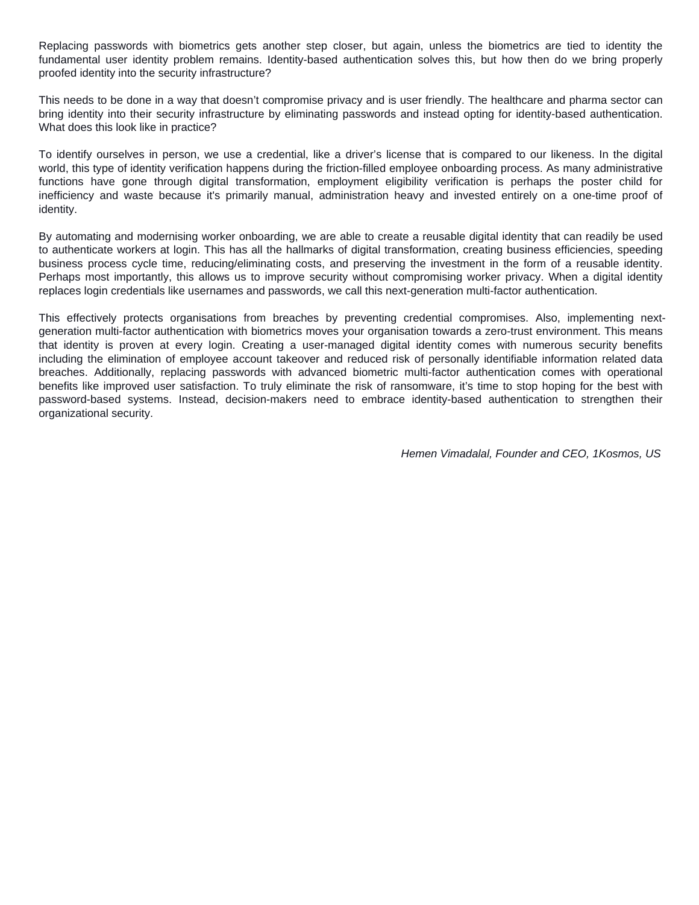Replacing passwords with biometrics gets another step closer, but again, unless the biometrics are tied to identity the fundamental user identity problem remains. Identity-based authentication solves this, but how then do we bring properly proofed identity into the security infrastructure?

This needs to be done in a way that doesn't compromise privacy and is user friendly. The healthcare and pharma sector can bring identity into their security infrastructure by eliminating passwords and instead opting for identity-based authentication. What does this look like in practice?

To identify ourselves in person, we use a credential, like a driver's license that is compared to our likeness. In the digital world, this type of identity verification happens during the friction-filled employee onboarding process. As many administrative functions have gone through digital transformation, employment eligibility verification is perhaps the poster child for inefficiency and waste because it's primarily manual, administration heavy and invested entirely on a one-time proof of identity.

By automating and modernising worker onboarding, we are able to create a reusable digital identity that can readily be used to authenticate workers at login. This has all the hallmarks of digital transformation, creating business efficiencies, speeding business process cycle time, reducing/eliminating costs, and preserving the investment in the form of a reusable identity. Perhaps most importantly, this allows us to improve security without compromising worker privacy. When a digital identity replaces login credentials like usernames and passwords, we call this next-generation multi-factor authentication.

This effectively protects organisations from breaches by preventing credential compromises. Also, implementing next-generation multi-factor authentication with biometrics moves your organisation towards a zero-trust environment. This means that identity is proven at every login. Creating a user-managed digital identity comes with numerous security benefits including the elimination of employee account takeover and reduced risk of personally identifiable information related data breaches. Additionally, replacing passwords with advanced biometric multi-factor authentication comes with operational benefits like improved user satisfaction. To truly eliminate the risk of ransomware, it's time to stop hoping for the best with password-based systems. Instead, decision-makers need to embrace identity-based authentication to strengthen their organizational security.

*Hemen Vimadalal, Founder and CEO, 1Kosmos, US*